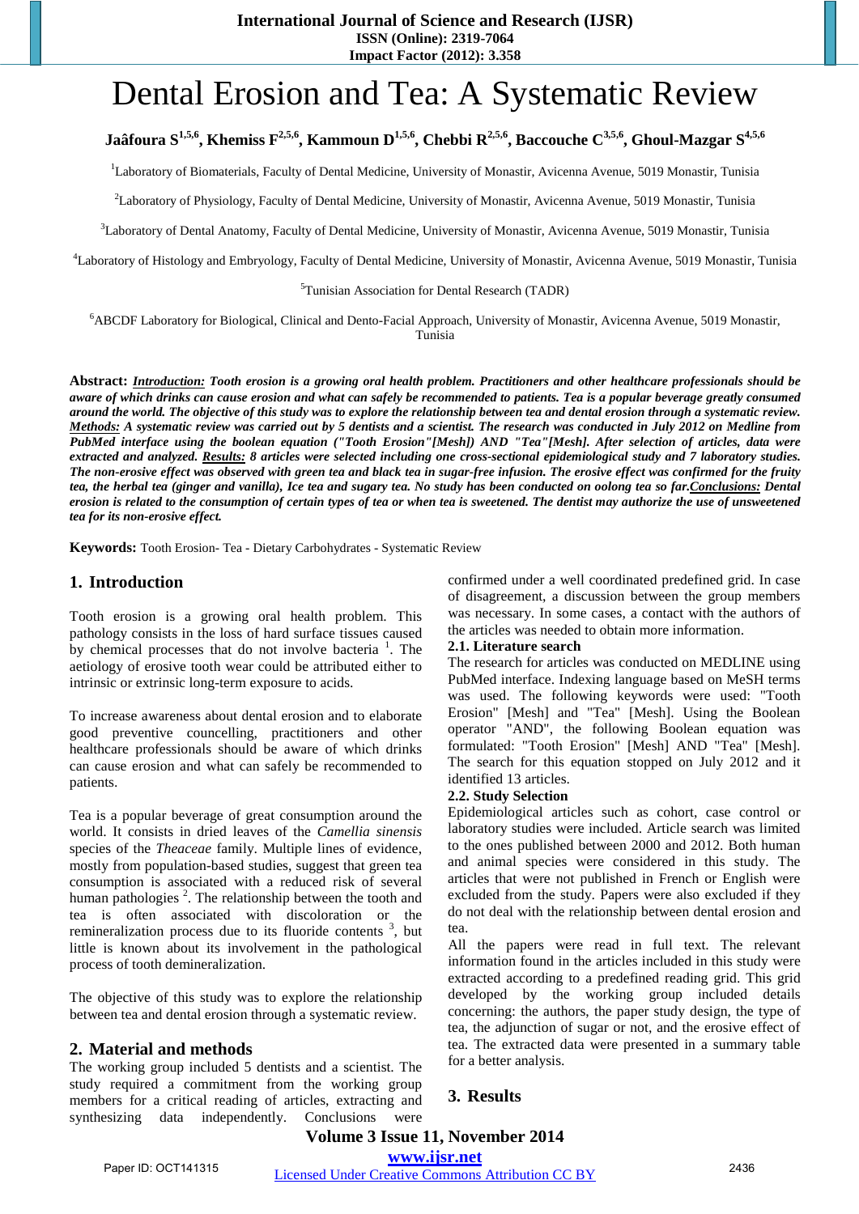# Dental Erosion and Tea: A Systematic Review

**Jaâfoura S[1,5,6], Khemiss F[2,5,6], Kammoun D[1,5,6], Chebbi R[2,5,6], Baccouche C[3,5,6], Ghoul-Mazgar S[4,5,6]**

[1]Laboratory of Biomaterials, Faculty of Dental Medicine, University of Monastir, Avicenna Avenue, 5019 Monastir, Tunisia

[2]Laboratory of Physiology, Faculty of Dental Medicine, University of Monastir, Avicenna Avenue, 5019 Monastir, Tunisia

[3]Laboratory of Dental Anatomy, Faculty of Dental Medicine, University of Monastir, Avicenna Avenue, 5019 Monastir, Tunisia

[4]Laboratory of Histology and Embryology, Faculty of Dental Medicine, University of Monastir, Avicenna Avenue, 5019 Monastir, Tunisia

[5]Tunisian Association for Dental Research (TADR)

[6]ABCDF Laboratory for Biological, Clinical and Dento-Facial Approach, University of Monastir, Avicenna Avenue, 5019 Monastir, Tunisia

**Abstract:** ***Introduction:*** ***Tooth erosion is a growing oral health problem. Practitioners and other healthcare professionals should be aware of which drinks can cause erosion and what can safely be recommended to patients. Tea is a popular beverage greatly consumed around the world. The objective of this study was to explore the relationship between tea and dental erosion through a systematic review.*** ***Methods:*** ***A systematic review was carried out by 5 dentists and a scientist. The research was conducted in July 2012 on Medline from PubMed interface using the boolean equation ("Tooth Erosion"[Mesh]) AND "Tea"[Mesh]. After selection of articles, data were extracted and analyzed.*** ***Results:*** ***8 articles were selected including one cross-sectional epidemiological study and 7 laboratory studies. The non-erosive effect was observed with green tea and black tea in sugar-free infusion. The erosive effect was confirmed for the fruity tea, the herbal tea (ginger and vanilla), Ice tea and sugary tea. No study has been conducted on oolong tea so far.*** ***Conclusions:*** ***Dental erosion is related to the consumption of certain types of tea or when tea is sweetened. The dentist may authorize the use of unsweetened tea for its non-erosive effect.***

**Keywords:** Tooth Erosion- Tea - Dietary Carbohydrates - Systematic Review

## 1. Introduction

Tooth erosion is a growing oral health problem. This pathology consists in the loss of hard surface tissues caused by chemical processes that do not involve bacteria [1]. The aetiology of erosive tooth wear could be attributed either to intrinsic or extrinsic long-term exposure to acids.

To increase awareness about dental erosion and to elaborate good preventive councelling, practitioners and other healthcare professionals should be aware of which drinks can cause erosion and what can safely be recommended to patients.

Tea is a popular beverage of great consumption around the world. It consists in dried leaves of the *Camellia sinensis* species of the *Theaceae* family. Multiple lines of evidence, mostly from population-based studies, suggest that green tea consumption is associated with a reduced risk of several human pathologies [2]. The relationship between the tooth and tea is often associated with discoloration or the remineralization process due to its fluoride contents [3], but little is known about its involvement in the pathological process of tooth demineralization.

The objective of this study was to explore the relationship between tea and dental erosion through a systematic review.

## 2. Material and methods

The working group included 5 dentists and a scientist. The study required a commitment from the working group members for a critical reading of articles, extracting and synthesizing data independently. Conclusions were confirmed under a well coordinated predefined grid. In case of disagreement, a discussion between the group members was necessary. In some cases, a contact with the authors of the articles was needed to obtain more information.

### 2.1. Literature search

The research for articles was conducted on MEDLINE using PubMed interface. Indexing language based on MeSH terms was used. The following keywords were used: "Tooth Erosion" [Mesh] and "Tea" [Mesh]. Using the Boolean operator "AND", the following Boolean equation was formulated: "Tooth Erosion" [Mesh] AND "Tea" [Mesh]. The search for this equation stopped on July 2012 and it identified 13 articles.

### 2.2. Study Selection

Epidemiological articles such as cohort, case control or laboratory studies were included. Article search was limited to the ones published between 2000 and 2012. Both human and animal species were considered in this study. The articles that were not published in French or English were excluded from the study. Papers were also excluded if they do not deal with the relationship between dental erosion and tea.

All the papers were read in full text. The relevant information found in the articles included in this study were extracted according to a predefined reading grid. This grid developed by the working group included details concerning: the authors, the paper study design, the type of tea, the adjunction of sugar or not, and the erosive effect of tea. The extracted data were presented in a summary table for a better analysis.

## 3. Results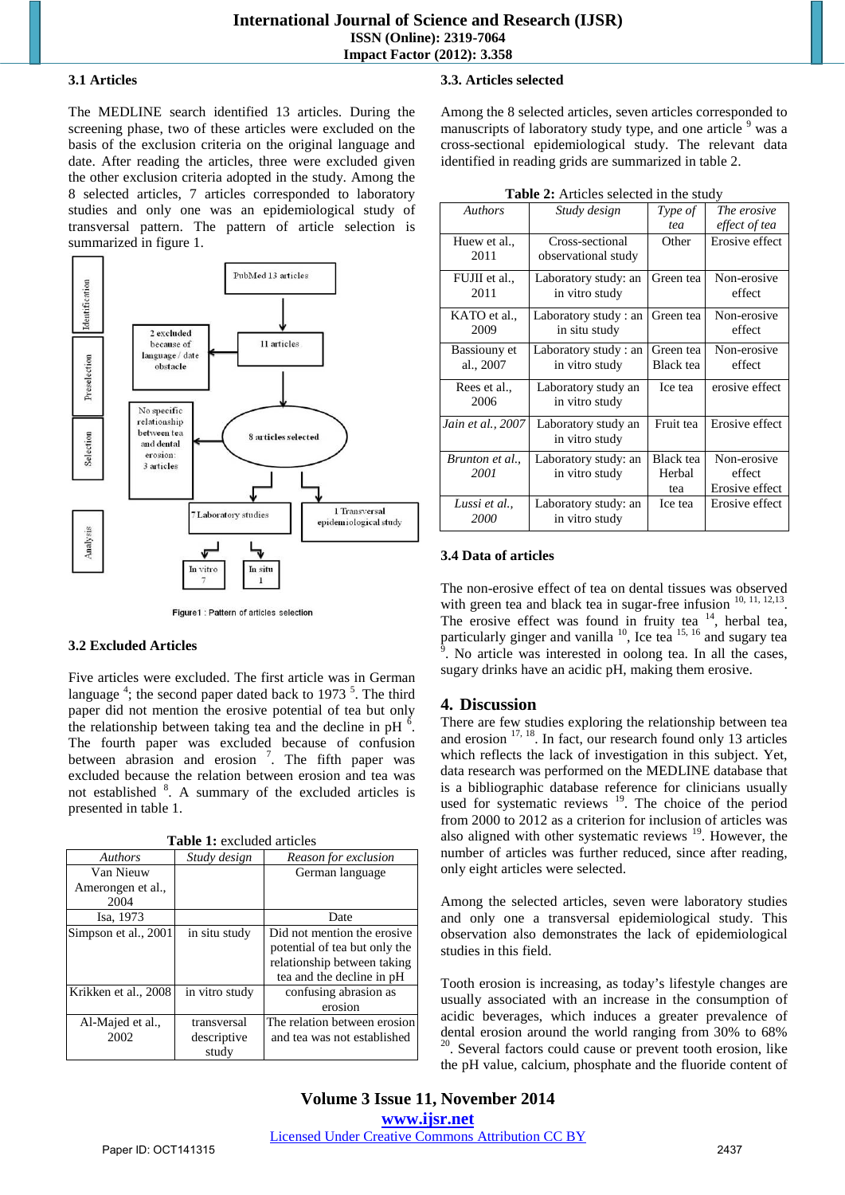### 3.1 Articles

The MEDLINE search identified 13 articles. During the screening phase, two of these articles were excluded on the basis of the exclusion criteria on the original language and date. After reading the articles, three were excluded given the other exclusion criteria adopted in the study. Among the 8 selected articles, 7 articles corresponded to laboratory studies and only one was an epidemiological study of transversal pattern. The pattern of article selection is summarized in figure 1.

Identification | Preselection | Selection | Analysis

PubMed 13 articles → 11 articles (2 excluded because of language / date obstacle) → 8 articles selected (No specific relationship between tea and dental erosion: 3 articles) → 7 Laboratory studies (In vitro 7; In situ 1) and 1 Transversal epidemiological study

Figure1 : Pattern of articles selection

### 3.2 Excluded Articles

Five articles were excluded. The first article was in German language [4]; the second paper dated back to 1973 [5]. The third paper did not mention the erosive potential of tea but only the relationship between taking tea and the decline in pH [6]. The fourth paper was excluded because of confusion between abrasion and erosion [7]. The fifth paper was excluded because the relation between erosion and tea was not established [8]. A summary of the excluded articles is presented in table 1.

**Table 1:** excluded articles

| *Authors* | *Study design* | *Reason for exclusion* |
|---|---|---|
| Van Nieuw Amerongen et al., 2004 | | German language |
| Isa, 1973 | | Date |
| Simpson et al., 2001 | in situ study | Did not mention the erosive potential of tea but only the relationship between taking tea and the decline in pH |
| Krikken et al., 2008 | in vitro study | confusing abrasion as erosion |
| Al-Majed et al., 2002 | transversal descriptive study | The relation between erosion and tea was not established |

### 3.3. Articles selected

Among the 8 selected articles, seven articles corresponded to manuscripts of laboratory study type, and one article [9] was a cross-sectional epidemiological study. The relevant data identified in reading grids are summarized in table 2.

**Table 2:** Articles selected in the study

| *Authors* | *Study design* | *Type of tea* | *The erosive effect of tea* |
|---|---|---|---|
| Huew et al., 2011 | Cross-sectional observational study | Other | Erosive effect |
| FUJII et al., 2011 | Laboratory study: an in vitro study | Green tea | Non-erosive effect |
| KATO et al., 2009 | Laboratory study : an in situ study | Green tea | Non-erosive effect |
| Bassiouny et al., 2007 | Laboratory study : an in vitro study | Green tea Black tea | Non-erosive effect |
| Rees et al., 2006 | Laboratory study an in vitro study | Ice tea | erosive effect |
| *Jain et al., 2007* | Laboratory study an in vitro study | Fruit tea | Erosive effect |
| *Brunton et al., 2001* | Laboratory study: an in vitro study | Black tea Herbal tea | Non-erosive effect Erosive effect |
| *Lussi et al., 2000* | Laboratory study: an in vitro study | Ice tea | Erosive effect |

### 3.4 Data of articles

The non-erosive effect of tea on dental tissues was observed with green tea and black tea in sugar-free infusion [10, 11, 12,13]. The erosive effect was found in fruity tea [14], herbal tea, particularly ginger and vanilla [10], Ice tea [15, 16] and sugary tea [9]. No article was interested in oolong tea. In all the cases, sugary drinks have an acidic pH, making them erosive.

## 4. Discussion

There are few studies exploring the relationship between tea and erosion [17, 18]. In fact, our research found only 13 articles which reflects the lack of investigation in this subject. Yet, data research was performed on the MEDLINE database that is a bibliographic database reference for clinicians usually used for systematic reviews [19]. The choice of the period from 2000 to 2012 as a criterion for inclusion of articles was also aligned with other systematic reviews [19]. However, the number of articles was further reduced, since after reading, only eight articles were selected.

Among the selected articles, seven were laboratory studies and only one a transversal epidemiological study. This observation also demonstrates the lack of epidemiological studies in this field.

Tooth erosion is increasing, as today's lifestyle changes are usually associated with an increase in the consumption of acidic beverages, which induces a greater prevalence of dental erosion around the world ranging from 30% to 68% [20]. Several factors could cause or prevent tooth erosion, like the pH value, calcium, phosphate and the fluoride content of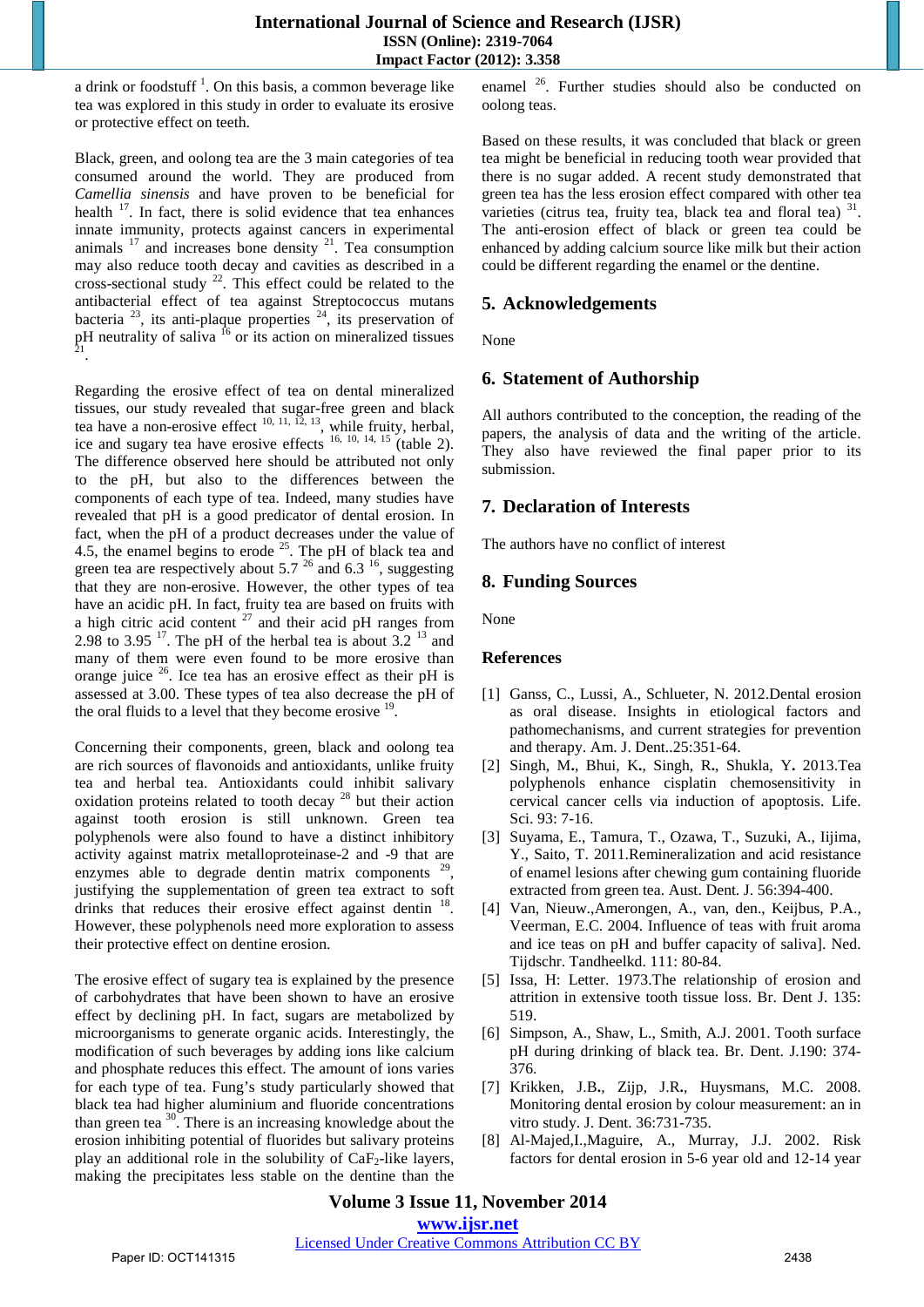a drink or foodstuff [1]. On this basis, a common beverage like tea was explored in this study in order to evaluate its erosive or protective effect on teeth.

Black, green, and oolong tea are the 3 main categories of tea consumed around the world. They are produced from *Camellia sinensis* and have proven to be beneficial for health [17]. In fact, there is solid evidence that tea enhances innate immunity, protects against cancers in experimental animals [17] and increases bone density [21]. Tea consumption may also reduce tooth decay and cavities as described in a cross-sectional study [22]. This effect could be related to the antibacterial effect of tea against Streptococcus mutans bacteria [23], its anti-plaque properties [24], its preservation of pH neutrality of saliva [16] or its action on mineralized tissues [21].

Regarding the erosive effect of tea on dental mineralized tissues, our study revealed that sugar-free green and black tea have a non-erosive effect [10, 11, 12, 13], while fruity, herbal, ice and sugary tea have erosive effects [16, 10, 14, 15] (table 2). The difference observed here should be attributed not only to the pH, but also to the differences between the components of each type of tea. Indeed, many studies have revealed that pH is a good predicator of dental erosion. In fact, when the pH of a product decreases under the value of 4.5, the enamel begins to erode [25]. The pH of black tea and green tea are respectively about 5.7 [26] and 6.3 [16], suggesting that they are non-erosive. However, the other types of tea have an acidic pH. In fact, fruity tea are based on fruits with a high citric acid content [27] and their acid pH ranges from 2.98 to 3.95 [17]. The pH of the herbal tea is about 3.2 [13] and many of them were even found to be more erosive than orange juice [26]. Ice tea has an erosive effect as their pH is assessed at 3.00. These types of tea also decrease the pH of the oral fluids to a level that they become erosive [19].

Concerning their components, green, black and oolong tea are rich sources of flavonoids and antioxidants, unlike fruity tea and herbal tea. Antioxidants could inhibit salivary oxidation proteins related to tooth decay [28] but their action against tooth erosion is still unknown. Green tea polyphenols were also found to have a distinct inhibitory activity against matrix metalloproteinase-2 and -9 that are enzymes able to degrade dentin matrix components [29], justifying the supplementation of green tea extract to soft drinks that reduces their erosive effect against dentin [18]. However, these polyphenols need more exploration to assess their protective effect on dentine erosion.

The erosive effect of sugary tea is explained by the presence of carbohydrates that have been shown to have an erosive effect by declining pH. In fact, sugars are metabolized by microorganisms to generate organic acids. Interestingly, the modification of such beverages by adding ions like calcium and phosphate reduces this effect. The amount of ions varies for each type of tea. Fung's study particularly showed that black tea had higher aluminium and fluoride concentrations than green tea [30]. There is an increasing knowledge about the erosion inhibiting potential of fluorides but salivary proteins play an additional role in the solubility of $CaF_2$-like layers, making the precipitates less stable on the dentine than the enamel [26]. Further studies should also be conducted on oolong teas.

Based on these results, it was concluded that black or green tea might be beneficial in reducing tooth wear provided that there is no sugar added. A recent study demonstrated that green tea has the less erosion effect compared with other tea varieties (citrus tea, fruity tea, black tea and floral tea) [31]. The anti-erosion effect of black or green tea could be enhanced by adding calcium source like milk but their action could be different regarding the enamel or the dentine.

## 5. Acknowledgements

None

## 6. Statement of Authorship

All authors contributed to the conception, the reading of the papers, the analysis of data and the writing of the article. They also have reviewed the final paper prior to its submission.

## 7. Declaration of Interests

The authors have no conflict of interest

## 8. Funding Sources

None

## References

[1] Ganss, C., Lussi, A., Schlueter, N. 2012.Dental erosion as oral disease. Insights in etiological factors and pathomechanisms, and current strategies for prevention and therapy. Am. J. Dent..25:351-64.

[2] Singh, M., Bhui, K., Singh, R., Shukla, Y. 2013.Tea polyphenols enhance cisplatin chemosensitivity in cervical cancer cells via induction of apoptosis. Life. Sci. 93: 7-16.

[3] Suyama, E., Tamura, T., Ozawa, T., Suzuki, A., Iijima, Y., Saito, T. 2011.Remineralization and acid resistance of enamel lesions after chewing gum containing fluoride extracted from green tea. Aust. Dent. J. 56:394-400.

[4] Van, Nieuw.,Amerongen, A., van, den., Keijbus, P.A., Veerman, E.C. 2004. Influence of teas with fruit aroma and ice teas on pH and buffer capacity of saliva]. Ned. Tijdschr. Tandheelkd. 111: 80-84.

[5] Issa, H: Letter. 1973.The relationship of erosion and attrition in extensive tooth tissue loss. Br. Dent J. 135: 519.

[6] Simpson, A., Shaw, L., Smith, A.J. 2001. Tooth surface pH during drinking of black tea. Br. Dent. J.190: 374-376.

[7] Krikken, J.B., Zijp, J.R., Huysmans, M.C. 2008. Monitoring dental erosion by colour measurement: an in vitro study. J. Dent. 36:731-735.

[8] Al-Majed,I.,Maguire, A., Murray, J.J. 2002. Risk factors for dental erosion in 5-6 year old and 12-14 year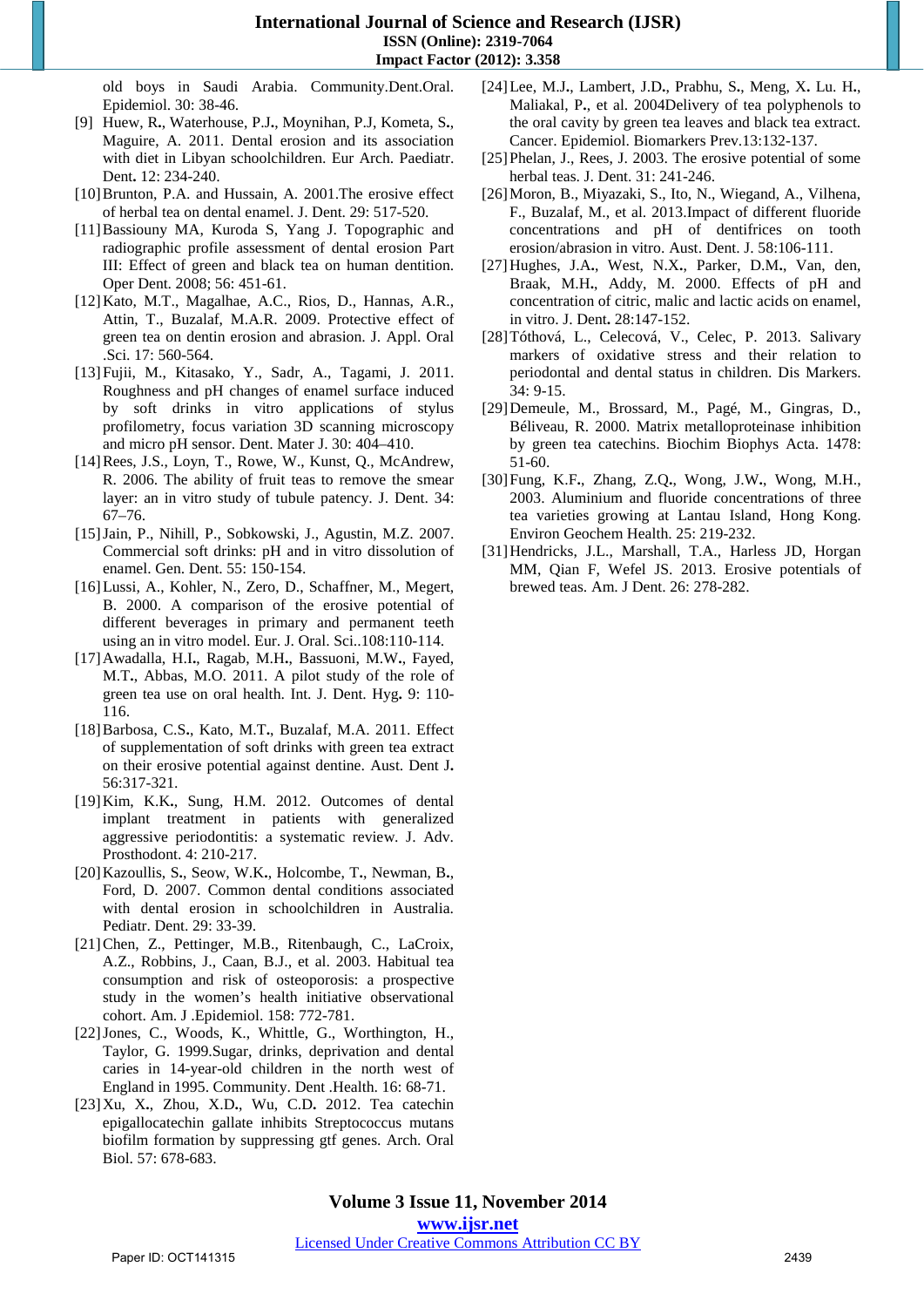old boys in Saudi Arabia. Community.Dent.Oral. Epidemiol. 30: 38-46.

[9] Huew, R., Waterhouse, P.J., Moynihan, P.J, Kometa, S., Maguire, A. 2011. Dental erosion and its association with diet in Libyan schoolchildren. Eur Arch. Paediatr. Dent. 12: 234-240.

[10] Brunton, P.A. and Hussain, A. 2001.The erosive effect of herbal tea on dental enamel. J. Dent. 29: 517-520.

[11] Bassiouny MA, Kuroda S, Yang J. Topographic and radiographic profile assessment of dental erosion Part III: Effect of green and black tea on human dentition. Oper Dent. 2008; 56: 451-61.

[12] Kato, M.T., Magalhae, A.C., Rios, D., Hannas, A.R., Attin, T., Buzalaf, M.A.R. 2009. Protective effect of green tea on dentin erosion and abrasion. J. Appl. Oral .Sci. 17: 560-564.

[13] Fujii, M., Kitasako, Y., Sadr, A., Tagami, J. 2011. Roughness and pH changes of enamel surface induced by soft drinks in vitro applications of stylus profilometry, focus variation 3D scanning microscopy and micro pH sensor. Dent. Mater J. 30: 404–410.

[14] Rees, J.S., Loyn, T., Rowe, W., Kunst, Q., McAndrew, R. 2006. The ability of fruit teas to remove the smear layer: an in vitro study of tubule patency. J. Dent. 34: 67–76.

[15] Jain, P., Nihill, P., Sobkowski, J., Agustin, M.Z. 2007. Commercial soft drinks: pH and in vitro dissolution of enamel. Gen. Dent. 55: 150-154.

[16] Lussi, A., Kohler, N., Zero, D., Schaffner, M., Megert, B. 2000. A comparison of the erosive potential of different beverages in primary and permanent teeth using an in vitro model. Eur. J. Oral. Sci..108:110-114.

[17] Awadalla, H.I., Ragab, M.H., Bassuoni, M.W., Fayed, M.T., Abbas, M.O. 2011. A pilot study of the role of green tea use on oral health. Int. J. Dent. Hyg. 9: 110-116.

[18] Barbosa, C.S., Kato, M.T., Buzalaf, M.A. 2011. Effect of supplementation of soft drinks with green tea extract on their erosive potential against dentine. Aust. Dent J. 56:317-321.

[19] Kim, K.K., Sung, H.M. 2012. Outcomes of dental implant treatment in patients with generalized aggressive periodontitis: a systematic review. J. Adv. Prosthodont. 4: 210-217.

[20] Kazoullis, S., Seow, W.K., Holcombe, T., Newman, B., Ford, D. 2007. Common dental conditions associated with dental erosion in schoolchildren in Australia. Pediatr. Dent. 29: 33-39.

[21] Chen, Z., Pettinger, M.B., Ritenbaugh, C., LaCroix, A.Z., Robbins, J., Caan, B.J., et al. 2003. Habitual tea consumption and risk of osteoporosis: a prospective study in the women's health initiative observational cohort. Am. J .Epidemiol. 158: 772-781.

[22] Jones, C., Woods, K., Whittle, G., Worthington, H., Taylor, G. 1999.Sugar, drinks, deprivation and dental caries in 14-year-old children in the north west of England in 1995. Community. Dent .Health. 16: 68-71.

[23] Xu, X., Zhou, X.D., Wu, C.D. 2012. Tea catechin epigallocatechin gallate inhibits Streptococcus mutans biofilm formation by suppressing gtf genes. Arch. Oral Biol. 57: 678-683.

[24] Lee, M.J., Lambert, J.D., Prabhu, S., Meng, X. Lu. H., Maliakal, P., et al. 2004Delivery of tea polyphenols to the oral cavity by green tea leaves and black tea extract. Cancer. Epidemiol. Biomarkers Prev.13:132-137.

[25] Phelan, J., Rees, J. 2003. The erosive potential of some herbal teas. J. Dent. 31: 241-246.

[26] Moron, B., Miyazaki, S., Ito, N., Wiegand, A., Vilhena, F., Buzalaf, M., et al. 2013.Impact of different fluoride concentrations and pH of dentifrices on tooth erosion/abrasion in vitro. Aust. Dent. J. 58:106-111.

[27] Hughes, J.A., West, N.X., Parker, D.M., Van, den, Braak, M.H., Addy, M. 2000. Effects of pH and concentration of citric, malic and lactic acids on enamel, in vitro. J. Dent. 28:147-152.

[28] Tóthová, L., Celecová, V., Celec, P. 2013. Salivary markers of oxidative stress and their relation to periodontal and dental status in children. Dis Markers. 34: 9-15.

[29] Demeule, M., Brossard, M., Pagé, M., Gingras, D., Béliveau, R. 2000. Matrix metalloproteinase inhibition by green tea catechins. Biochim Biophys Acta. 1478: 51-60.

[30] Fung, K.F., Zhang, Z.Q., Wong, J.W., Wong, M.H., 2003. Aluminium and fluoride concentrations of three tea varieties growing at Lantau Island, Hong Kong. Environ Geochem Health. 25: 219-232.

[31] Hendricks, J.L., Marshall, T.A., Harless JD, Horgan MM, Qian F, Wefel JS. 2013. Erosive potentials of brewed teas. Am. J Dent. 26: 278-282.